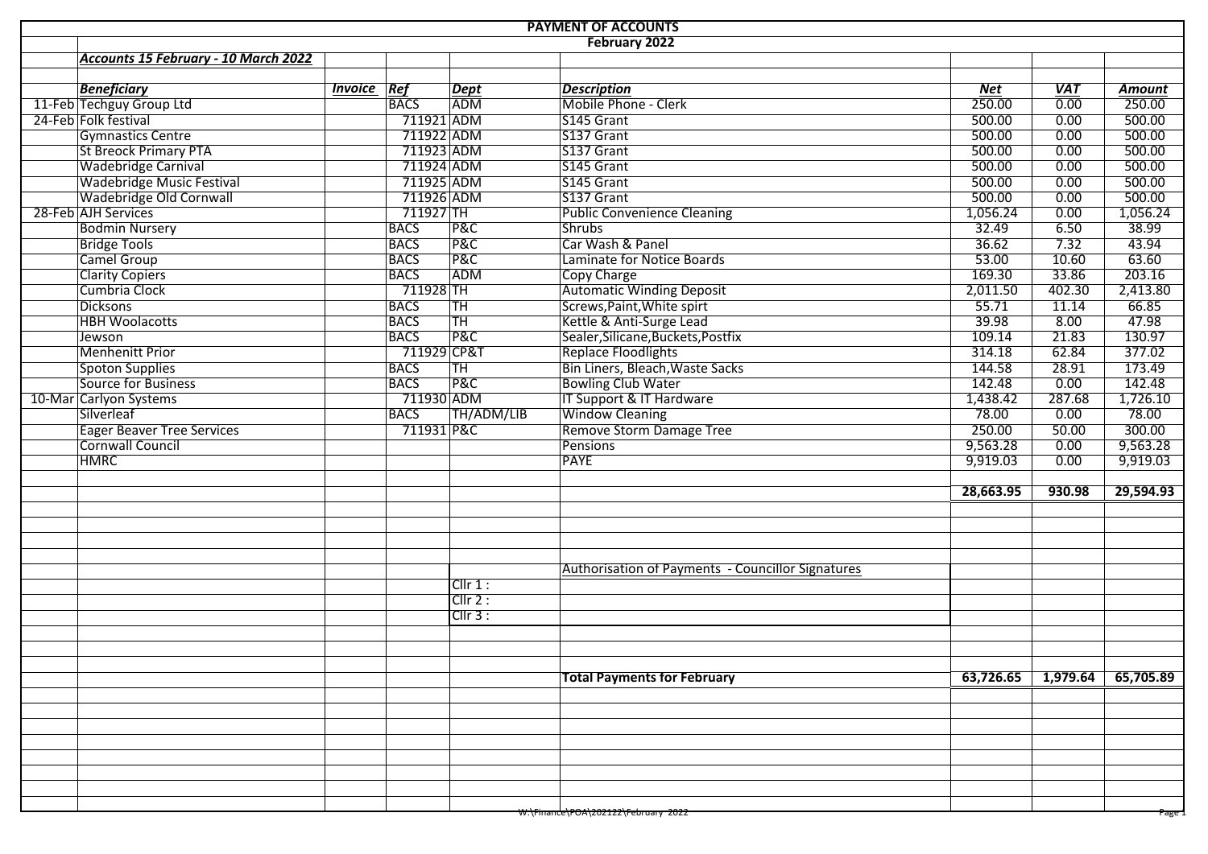# PAYMENT OF ACCOUNTS

## February 2022

***Accounts 15 February - 10 March 2022***

| | ***Beneficiary*** | ***Invoice*** | ***Ref*** | ***Dept*** | ***Description*** | ***Net*** | ***VAT*** | ***Amount*** |
|---|---|---|---|---|---|---|---|---|
| 11-Feb | Techguy Group Ltd | | BACS | ADM | Mobile Phone - Clerk | 250.00 | 0.00 | 250.00 |
| 24-Feb | Folk festival | | 711921 | ADM | S145 Grant | 500.00 | 0.00 | 500.00 |
| | Gymnastics Centre | | 711922 | ADM | S137 Grant | 500.00 | 0.00 | 500.00 |
| | St Breock Primary PTA | | 711923 | ADM | S137 Grant | 500.00 | 0.00 | 500.00 |
| | Wadebridge Carnival | | 711924 | ADM | S145 Grant | 500.00 | 0.00 | 500.00 |
| | Wadebridge Music Festival | | 711925 | ADM | S145 Grant | 500.00 | 0.00 | 500.00 |
| | Wadebridge Old Cornwall | | 711926 | ADM | S137 Grant | 500.00 | 0.00 | 500.00 |
| 28-Feb | AJH Services | | 711927 | TH | Public Convenience Cleaning | 1,056.24 | 0.00 | 1,056.24 |
| | Bodmin Nursery | | BACS | P&C | Shrubs | 32.49 | 6.50 | 38.99 |
| | Bridge Tools | | BACS | P&C | Car Wash & Panel | 36.62 | 7.32 | 43.94 |
| | Camel Group | | BACS | P&C | Laminate for Notice Boards | 53.00 | 10.60 | 63.60 |
| | Clarity Copiers | | BACS | ADM | Copy Charge | 169.30 | 33.86 | 203.16 |
| | Cumbria Clock | | 711928 | TH | Automatic Winding Deposit | 2,011.50 | 402.30 | 2,413.80 |
| | Dicksons | | BACS | TH | Screws,Paint,White spirt | 55.71 | 11.14 | 66.85 |
| | HBH Woolacotts | | BACS | TH | Kettle & Anti-Surge Lead | 39.98 | 8.00 | 47.98 |
| | Jewson | | BACS | P&C | Sealer,Silicane,Buckets,Postfix | 109.14 | 21.83 | 130.97 |
| | Menhenitt Prior | | 711929 | CP&T | Replace Floodlights | 314.18 | 62.84 | 377.02 |
| | Spoton Supplies | | BACS | TH | Bin Liners, Bleach,Waste Sacks | 144.58 | 28.91 | 173.49 |
| | Source for Business | | BACS | P&C | Bowling Club Water | 142.48 | 0.00 | 142.48 |
| 10-Mar | Carlyon Systems | | 711930 | ADM | IT Support & IT Hardware | 1,438.42 | 287.68 | 1,726.10 |
| | Silverleaf | | BACS | TH/ADM/LIB | Window Cleaning | 78.00 | 0.00 | 78.00 |
| | Eager Beaver Tree Services | | 711931 | P&C | Remove Storm Damage Tree | 250.00 | 50.00 | 300.00 |
| | Cornwall Council | | | | Pensions | 9,563.28 | 0.00 | 9,563.28 |
| | HMRC | | | | PAYE | 9,919.03 | 0.00 | 9,919.03 |
| | | | | | | **28,663.95** | **930.98** | **29,594.93** |

Authorisation of Payments - Councillor Signatures

Cllr 1 :

Cllr 2 :

Cllr 3 :

| | Net | VAT | Amount |
|---|---|---|---|
| **Total Payments for February** | **63,726.65** | **1,979.64** | **65,705.89** |

W:\Finance\POA\202122\February 2022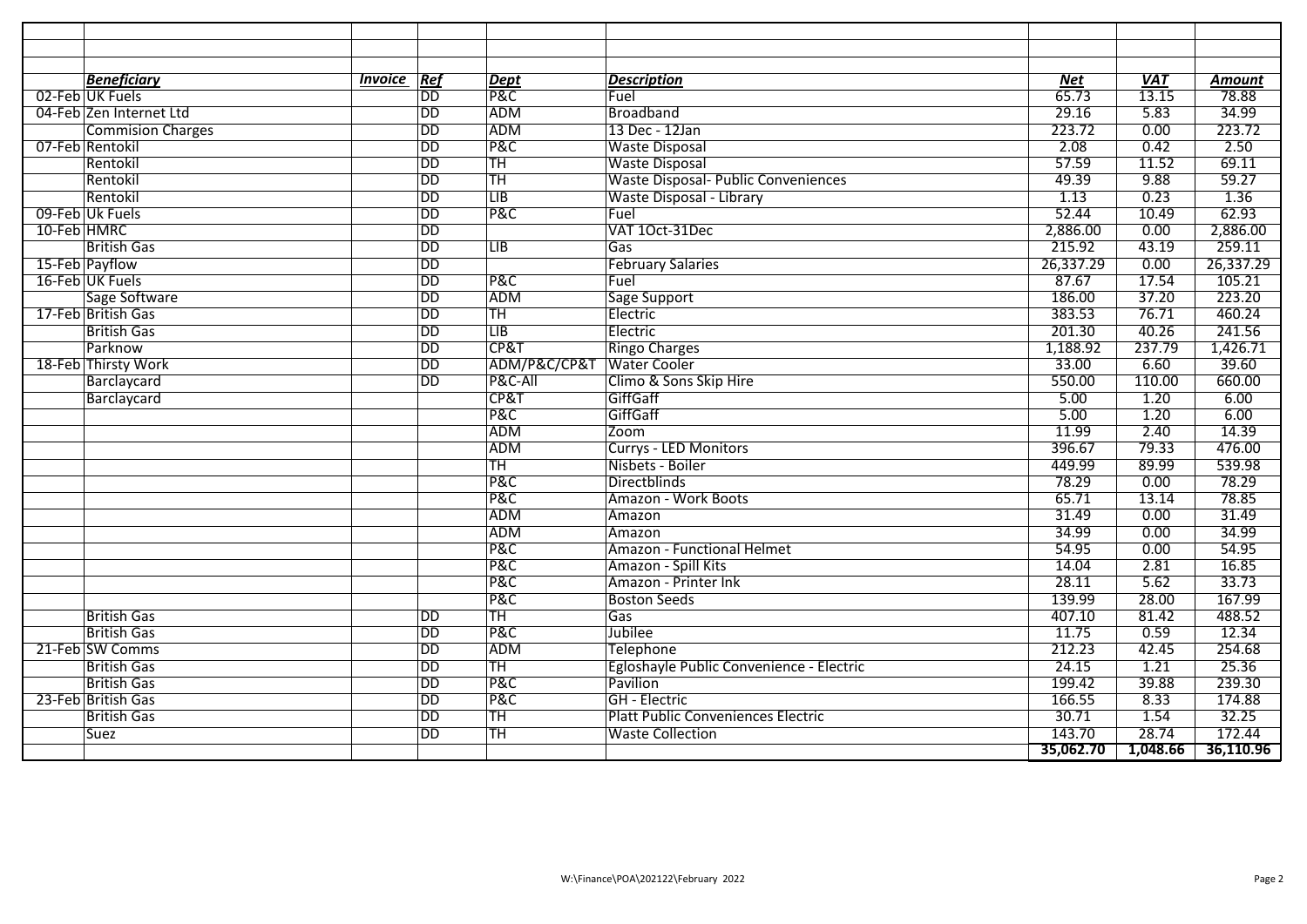| | Beneficiary | Invoice | Ref | Dept | Description | Net | VAT | Amount |
|---|---|---|---|---|---|---|---|---|
| 02-Feb | UK Fuels | | DD | P&C | Fuel | 65.73 | 13.15 | 78.88 |
| 04-Feb | Zen Internet Ltd | | DD | ADM | Broadband | 29.16 | 5.83 | 34.99 |
| | Commision Charges | | DD | ADM | 13 Dec - 12Jan | 223.72 | 0.00 | 223.72 |
| 07-Feb | Rentokil | | DD | P&C | Waste Disposal | 2.08 | 0.42 | 2.50 |
| | Rentokil | | DD | TH | Waste Disposal | 57.59 | 11.52 | 69.11 |
| | Rentokil | | DD | TH | Waste Disposal- Public Conveniences | 49.39 | 9.88 | 59.27 |
| | Rentokil | | DD | LIB | Waste Disposal - Library | 1.13 | 0.23 | 1.36 |
| 09-Feb | Uk Fuels | | DD | P&C | Fuel | 52.44 | 10.49 | 62.93 |
| 10-Feb | HMRC | | DD | | VAT 1Oct-31Dec | 2,886.00 | 0.00 | 2,886.00 |
| | British Gas | | DD | LIB | Gas | 215.92 | 43.19 | 259.11 |
| 15-Feb | Payflow | | DD | | February Salaries | 26,337.29 | 0.00 | 26,337.29 |
| 16-Feb | UK Fuels | | DD | P&C | Fuel | 87.67 | 17.54 | 105.21 |
| | Sage Software | | DD | ADM | Sage Support | 186.00 | 37.20 | 223.20 |
| 17-Feb | British Gas | | DD | TH | Electric | 383.53 | 76.71 | 460.24 |
| | British Gas | | DD | LIB | Electric | 201.30 | 40.26 | 241.56 |
| | Parknow | | DD | CP&T | Ringo Charges | 1,188.92 | 237.79 | 1,426.71 |
| 18-Feb | Thirsty Work | | DD | ADM/P&C/CP&T | Water Cooler | 33.00 | 6.60 | 39.60 |
| | Barclaycard | | DD | P&C-All | Climo & Sons Skip Hire | 550.00 | 110.00 | 660.00 |
| | Barclaycard | | | CP&T | GiffGaff | 5.00 | 1.20 | 6.00 |
| | | | | P&C | GiffGaff | 5.00 | 1.20 | 6.00 |
| | | | | ADM | Zoom | 11.99 | 2.40 | 14.39 |
| | | | | ADM | Currys - LED Monitors | 396.67 | 79.33 | 476.00 |
| | | | | TH | Nisbets - Boiler | 449.99 | 89.99 | 539.98 |
| | | | | P&C | Directblinds | 78.29 | 0.00 | 78.29 |
| | | | | P&C | Amazon - Work Boots | 65.71 | 13.14 | 78.85 |
| | | | | ADM | Amazon | 31.49 | 0.00 | 31.49 |
| | | | | ADM | Amazon | 34.99 | 0.00 | 34.99 |
| | | | | P&C | Amazon - Functional Helmet | 54.95 | 0.00 | 54.95 |
| | | | | P&C | Amazon - Spill Kits | 14.04 | 2.81 | 16.85 |
| | | | | P&C | Amazon - Printer Ink | 28.11 | 5.62 | 33.73 |
| | | | | P&C | Boston Seeds | 139.99 | 28.00 | 167.99 |
| | British Gas | | DD | TH | Gas | 407.10 | 81.42 | 488.52 |
| | British Gas | | DD | P&C | Jubilee | 11.75 | 0.59 | 12.34 |
| 21-Feb | SW Comms | | DD | ADM | Telephone | 212.23 | 42.45 | 254.68 |
| | British Gas | | DD | TH | Egloshayle Public Convenience - Electric | 24.15 | 1.21 | 25.36 |
| | British Gas | | DD | P&C | Pavilion | 199.42 | 39.88 | 239.30 |
| 23-Feb | British Gas | | DD | P&C | GH - Electric | 166.55 | 8.33 | 174.88 |
| | British Gas | | DD | TH | Platt Public Conveniences Electric | 30.71 | 1.54 | 32.25 |
| | Suez | | DD | TH | Waste Collection | 143.70 | 28.74 | 172.44 |
| | | | | | | **35,062.70** | **1,048.66** | **36,110.96** |

W:\Finance\POA\202122\February 2022